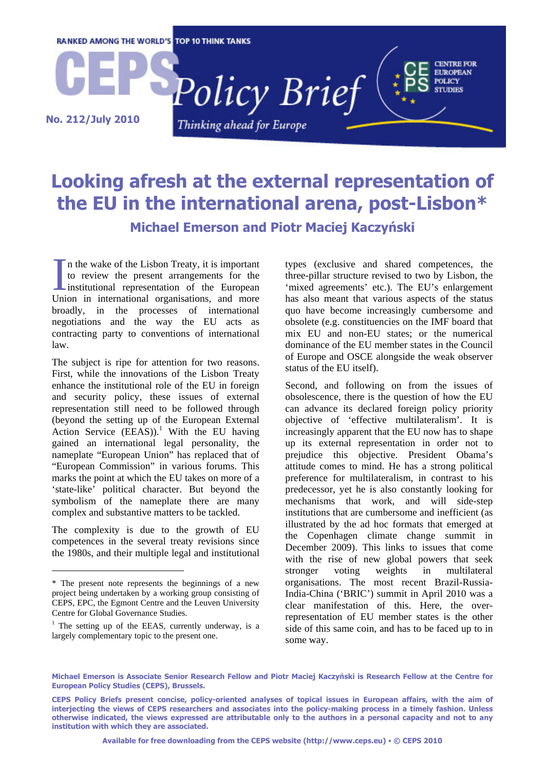RANKED AMONG THE WORLD'S TOP 10 THINK TANKS

# CEPS Policy Brief

*Thinking ahead for Europe*

**No. 212/July 2010**

# Looking afresh at the external representation of the EU in the international arena, post-Lisbon*

### Michael Emerson and Piotr Maciej Kaczyński

In the wake of the Lisbon Treaty, it is important to review the present arrangements for the institutional representation of the European Union in international organisations, and more broadly, in the processes of international negotiations and the way the EU acts as contracting party to conventions of international law.

The subject is ripe for attention for two reasons. First, while the innovations of the Lisbon Treaty enhance the institutional role of the EU in foreign and security policy, these issues of external representation still need to be followed through (beyond the setting up of the European External Action Service (EEAS)).[1] With the EU having gained an international legal personality, the nameplate "European Union" has replaced that of "European Commission" in various forums. This marks the point at which the EU takes on more of a 'state-like' political character. But beyond the symbolism of the nameplate there are many complex and substantive matters to be tackled.

The complexity is due to the growth of EU competences in the several treaty revisions since the 1980s, and their multiple legal and institutional types (exclusive and shared competences, the three-pillar structure revised to two by Lisbon, the 'mixed agreements' etc.). The EU's enlargement has also meant that various aspects of the status quo have become increasingly cumbersome and obsolete (e.g. constituencies on the IMF board that mix EU and non-EU states; or the numerical dominance of the EU member states in the Council of Europe and OSCE alongside the weak observer status of the EU itself).

Second, and following on from the issues of obsolescence, there is the question of how the EU can advance its declared foreign policy priority objective of 'effective multilateralism'. It is increasingly apparent that the EU now has to shape up its external representation in order not to prejudice this objective. President Obama's attitude comes to mind. He has a strong political preference for multilateralism, in contrast to his predecessor, yet he is also constantly looking for mechanisms that work, and will side-step institutions that are cumbersome and inefficient (as illustrated by the ad hoc formats that emerged at the Copenhagen climate change summit in December 2009). This links to issues that come with the rise of new global powers that seek stronger voting weights in multilateral organisations. The most recent Brazil-Russia-India-China ('BRIC') summit in April 2010 was a clear manifestation of this. Here, the over-representation of EU member states is the other side of this same coin, and has to be faced up to in some way.

---

\* The present note represents the beginnings of a new project being undertaken by a working group consisting of CEPS, EPC, the Egmont Centre and the Leuven University Centre for Global Governance Studies.

[1] The setting up of the EEAS, currently underway, is a largely complementary topic to the present one.

**Michael Emerson is Associate Senior Research Fellow and Piotr Maciej Kaczyński is Research Fellow at the Centre for European Policy Studies (CEPS), Brussels.**

**CEPS Policy Briefs present concise, policy-oriented analyses of topical issues in European affairs, with the aim of interjecting the views of CEPS researchers and associates into the policy-making process in a timely fashion. Unless otherwise indicated, the views expressed are attributable only to the authors in a personal capacity and not to any institution with which they are associated.**

**Available for free downloading from the CEPS website (http://www.ceps.eu) • © CEPS 2010**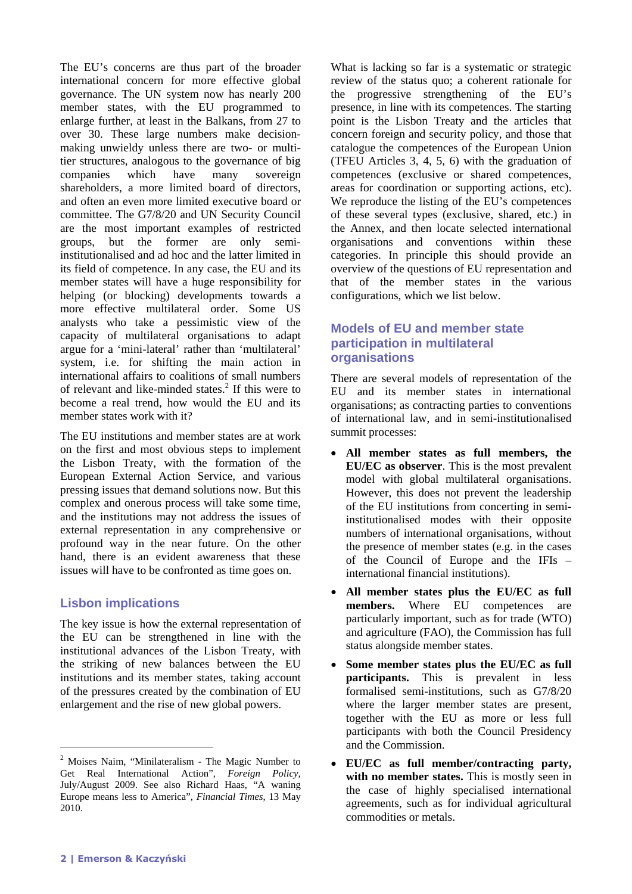The EU's concerns are thus part of the broader international concern for more effective global governance. The UN system now has nearly 200 member states, with the EU programmed to enlarge further, at least in the Balkans, from 27 to over 30. These large numbers make decision-making unwieldy unless there are two- or multi-tier structures, analogous to the governance of big companies which have many sovereign shareholders, a more limited board of directors, and often an even more limited executive board or committee. The G7/8/20 and UN Security Council are the most important examples of restricted groups, but the former are only semi-institutionalised and ad hoc and the latter limited in its field of competence. In any case, the EU and its member states will have a huge responsibility for helping (or blocking) developments towards a more effective multilateral order. Some US analysts who take a pessimistic view of the capacity of multilateral organisations to adapt argue for a 'mini-lateral' rather than 'multilateral' system, i.e. for shifting the main action in international affairs to coalitions of small numbers of relevant and like-minded states.[2] If this were to become a real trend, how would the EU and its member states work with it?

The EU institutions and member states are at work on the first and most obvious steps to implement the Lisbon Treaty, with the formation of the European External Action Service, and various pressing issues that demand solutions now. But this complex and onerous process will take some time, and the institutions may not address the issues of external representation in any comprehensive or profound way in the near future. On the other hand, there is an evident awareness that these issues will have to be confronted as time goes on.

## Lisbon implications

The key issue is how the external representation of the EU can be strengthened in line with the institutional advances of the Lisbon Treaty, with the striking of new balances between the EU institutions and its member states, taking account of the pressures created by the combination of EU enlargement and the rise of new global powers.

What is lacking so far is a systematic or strategic review of the status quo; a coherent rationale for the progressive strengthening of the EU's presence, in line with its competences. The starting point is the Lisbon Treaty and the articles that concern foreign and security policy, and those that catalogue the competences of the European Union (TFEU Articles 3, 4, 5, 6) with the graduation of competences (exclusive or shared competences, areas for coordination or supporting actions, etc). We reproduce the listing of the EU's competences of these several types (exclusive, shared, etc.) in the Annex, and then locate selected international organisations and conventions within these categories. In principle this should provide an overview of the questions of EU representation and that of the member states in the various configurations, which we list below.

## Models of EU and member state participation in multilateral organisations

There are several models of representation of the EU and its member states in international organisations; as contracting parties to conventions of international law, and in semi-institutionalised summit processes:

- **All member states as full members, the EU/EC as observer**. This is the most prevalent model with global multilateral organisations. However, this does not prevent the leadership of the EU institutions from concerting in semi-institutionalised modes with their opposite numbers of international organisations, without the presence of member states (e.g. in the cases of the Council of Europe and the IFIs – international financial institutions).
- **All member states plus the EU/EC as full members.** Where EU competences are particularly important, such as for trade (WTO) and agriculture (FAO), the Commission has full status alongside member states.
- **Some member states plus the EU/EC as full participants.** This is prevalent in less formalised semi-institutions, such as G7/8/20 where the larger member states are present, together with the EU as more or less full participants with both the Council Presidency and the Commission.
- **EU/EC as full member/contracting party, with no member states.** This is mostly seen in the case of highly specialised international agreements, such as for individual agricultural commodities or metals.

---

[2] Moises Naim, "Minilateralism - The Magic Number to Get Real International Action", *Foreign Policy*, July/August 2009. See also Richard Haas, "A waning Europe means less to America", *Financial Times*, 13 May 2010.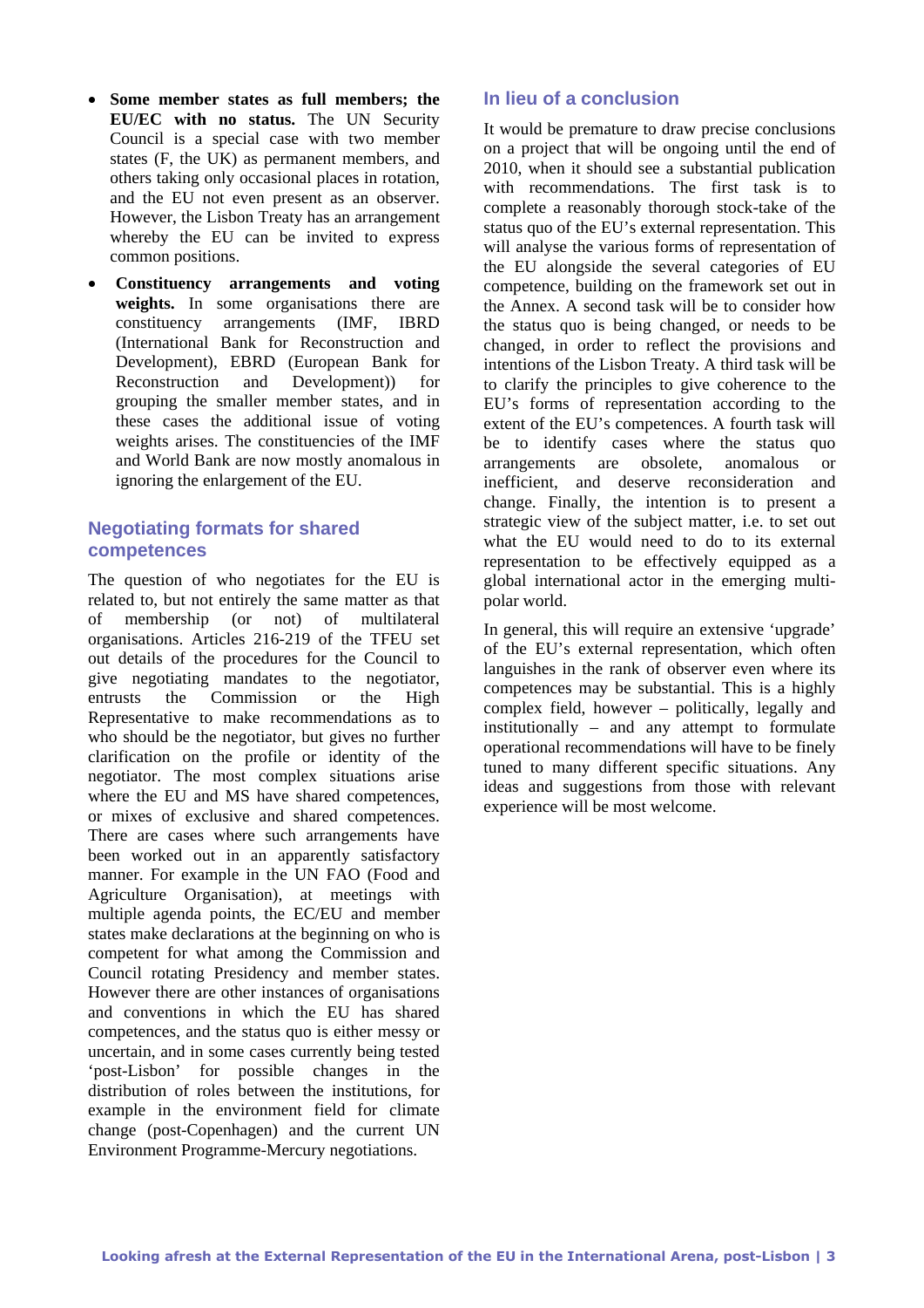- **Some member states as full members; the EU/EC with no status.** The UN Security Council is a special case with two member states (F, the UK) as permanent members, and others taking only occasional places in rotation, and the EU not even present as an observer. However, the Lisbon Treaty has an arrangement whereby the EU can be invited to express common positions.
- **Constituency arrangements and voting weights.** In some organisations there are constituency arrangements (IMF, IBRD (International Bank for Reconstruction and Development), EBRD (European Bank for Reconstruction and Development)) for grouping the smaller member states, and in these cases the additional issue of voting weights arises. The constituencies of the IMF and World Bank are now mostly anomalous in ignoring the enlargement of the EU.

## Negotiating formats for shared competences

The question of who negotiates for the EU is related to, but not entirely the same matter as that of membership (or not) of multilateral organisations. Articles 216-219 of the TFEU set out details of the procedures for the Council to give negotiating mandates to the negotiator, entrusts the Commission or the High Representative to make recommendations as to who should be the negotiator, but gives no further clarification on the profile or identity of the negotiator. The most complex situations arise where the EU and MS have shared competences, or mixes of exclusive and shared competences. There are cases where such arrangements have been worked out in an apparently satisfactory manner. For example in the UN FAO (Food and Agriculture Organisation), at meetings with multiple agenda points, the EC/EU and member states make declarations at the beginning on who is competent for what among the Commission and Council rotating Presidency and member states. However there are other instances of organisations and conventions in which the EU has shared competences, and the status quo is either messy or uncertain, and in some cases currently being tested 'post-Lisbon' for possible changes in the distribution of roles between the institutions, for example in the environment field for climate change (post-Copenhagen) and the current UN Environment Programme-Mercury negotiations.

## In lieu of a conclusion

It would be premature to draw precise conclusions on a project that will be ongoing until the end of 2010, when it should see a substantial publication with recommendations. The first task is to complete a reasonably thorough stock-take of the status quo of the EU's external representation. This will analyse the various forms of representation of the EU alongside the several categories of EU competence, building on the framework set out in the Annex. A second task will be to consider how the status quo is being changed, or needs to be changed, in order to reflect the provisions and intentions of the Lisbon Treaty. A third task will be to clarify the principles to give coherence to the EU's forms of representation according to the extent of the EU's competences. A fourth task will be to identify cases where the status quo arrangements are obsolete, anomalous or inefficient, and deserve reconsideration and change. Finally, the intention is to present a strategic view of the subject matter, i.e. to set out what the EU would need to do to its external representation to be effectively equipped as a global international actor in the emerging multi-polar world.

In general, this will require an extensive 'upgrade' of the EU's external representation, which often languishes in the rank of observer even where its competences may be substantial. This is a highly complex field, however – politically, legally and institutionally – and any attempt to formulate operational recommendations will have to be finely tuned to many different specific situations. Any ideas and suggestions from those with relevant experience will be most welcome.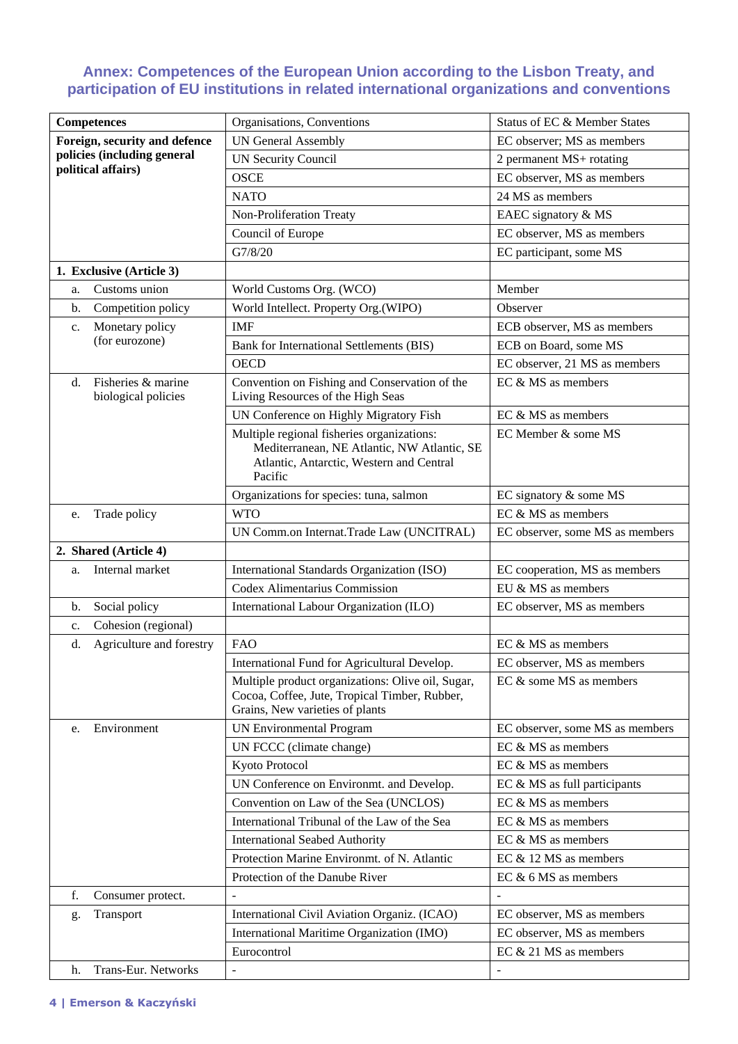## Annex: Competences of the European Union according to the Lisbon Treaty, and participation of EU institutions in related international organizations and conventions

| **Competences** | Organisations, Conventions | Status of EC & Member States |
|---|---|---|
| **Foreign, security and defence policies (including general political affairs)** | UN General Assembly | EC observer; MS as members |
| | UN Security Council | 2 permanent MS+ rotating |
| | OSCE | EC observer, MS as members |
| | NATO | 24 MS as members |
| | Non-Proliferation Treaty | EAEC signatory & MS |
| | Council of Europe | EC observer, MS as members |
| | G7/8/20 | EC participant, some MS |
| **1. Exclusive (Article 3)** | | |
| a. Customs union | World Customs Org. (WCO) | Member |
| b. Competition policy | World Intellect. Property Org.(WIPO) | Observer |
| c. Monetary policy (for eurozone) | IMF | ECB observer, MS as members |
| | Bank for International Settlements (BIS) | ECB on Board, some MS |
| | OECD | EC observer, 21 MS as members |
| d. Fisheries & marine biological policies | Convention on Fishing and Conservation of the Living Resources of the High Seas | EC & MS as members |
| | UN Conference on Highly Migratory Fish | EC & MS as members |
| | Multiple regional fisheries organizations: Mediterranean, NE Atlantic, NW Atlantic, SE Atlantic, Antarctic, Western and Central Pacific | EC Member & some MS |
| | Organizations for species: tuna, salmon | EC signatory & some MS |
| e. Trade policy | WTO | EC & MS as members |
| | UN Comm.on Internat.Trade Law (UNCITRAL) | EC observer, some MS as members |
| **2. Shared (Article 4)** | | |
| a. Internal market | International Standards Organization (ISO) | EC cooperation, MS as members |
| | Codex Alimentarius Commission | EU & MS as members |
| b. Social policy | International Labour Organization (ILO) | EC observer, MS as members |
| c. Cohesion (regional) | | |
| d. Agriculture and forestry | FAO | EC & MS as members |
| | International Fund for Agricultural Develop. | EC observer, MS as members |
| | Multiple product organizations: Olive oil, Sugar, Cocoa, Coffee, Jute, Tropical Timber, Rubber, Grains, New varieties of plants | EC & some MS as members |
| e. Environment | UN Environmental Program | EC observer, some MS as members |
| | UN FCCC (climate change) | EC & MS as members |
| | Kyoto Protocol | EC & MS as members |
| | UN Conference on Environmt. and Develop. | EC & MS as full participants |
| | Convention on Law of the Sea (UNCLOS) | EC & MS as members |
| | International Tribunal of the Law of the Sea | EC & MS as members |
| | International Seabed Authority | EC & MS as members |
| | Protection Marine Environmt. of N. Atlantic | EC & 12 MS as members |
| | Protection of the Danube River | EC & 6 MS as members |
| f. Consumer protect. | - | - |
| g. Transport | International Civil Aviation Organiz. (ICAO) | EC observer, MS as members |
| | International Maritime Organization (IMO) | EC observer, MS as members |
| | Eurocontrol | EC & 21 MS as members |
| h. Trans-Eur. Networks | - | - |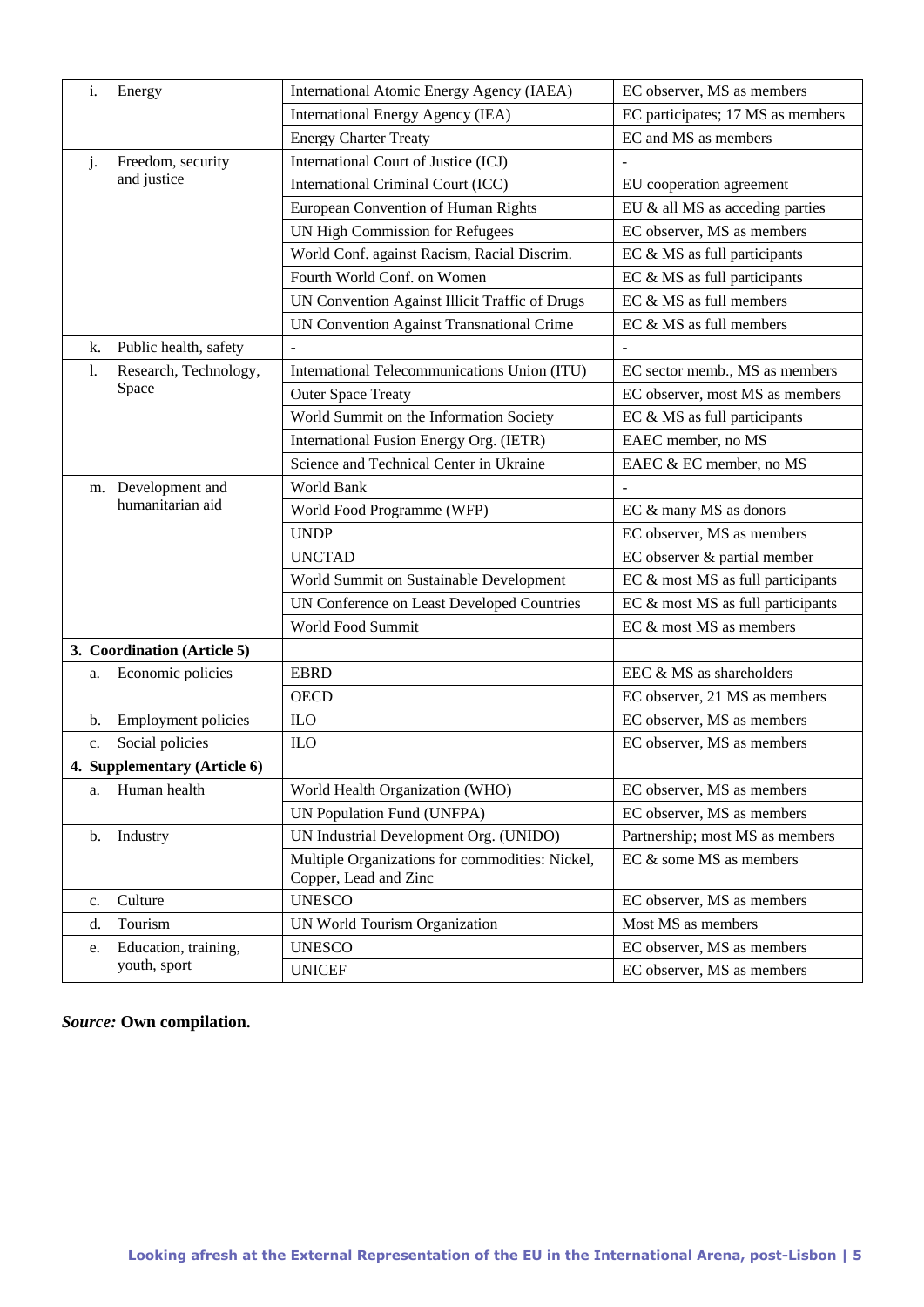| | | |
|---|---|---|
| i. Energy | International Atomic Energy Agency (IAEA) | EC observer, MS as members |
| | International Energy Agency (IEA) | EC participates; 17 MS as members |
| | Energy Charter Treaty | EC and MS as members |
| j. Freedom, security and justice | International Court of Justice (ICJ) | - |
| | International Criminal Court (ICC) | EU cooperation agreement |
| | European Convention of Human Rights | EU & all MS as acceding parties |
| | UN High Commission for Refugees | EC observer, MS as members |
| | World Conf. against Racism, Racial Discrim. | EC & MS as full participants |
| | Fourth World Conf. on Women | EC & MS as full participants |
| | UN Convention Against Illicit Traffic of Drugs | EC & MS as full members |
| | UN Convention Against Transnational Crime | EC & MS as full members |
| k. Public health, safety | - | - |
| l. Research, Technology, Space | International Telecommunications Union (ITU) | EC sector memb., MS as members |
| | Outer Space Treaty | EC observer, most MS as members |
| | World Summit on the Information Society | EC & MS as full participants |
| | International Fusion Energy Org. (IETR) | EAEC member, no MS |
| | Science and Technical Center in Ukraine | EAEC & EC member, no MS |
| m. Development and humanitarian aid | World Bank | - |
| | World Food Programme (WFP) | EC & many MS as donors |
| | UNDP | EC observer, MS as members |
| | UNCTAD | EC observer & partial member |
| | World Summit on Sustainable Development | EC & most MS as full participants |
| | UN Conference on Least Developed Countries | EC & most MS as full participants |
| | World Food Summit | EC & most MS as members |
| **3. Coordination (Article 5)** | | |
| a. Economic policies | EBRD | EEC & MS as shareholders |
| | OECD | EC observer, 21 MS as members |
| b. Employment policies | ILO | EC observer, MS as members |
| c. Social policies | ILO | EC observer, MS as members |
| **4. Supplementary (Article 6)** | | |
| a. Human health | World Health Organization (WHO) | EC observer, MS as members |
| | UN Population Fund (UNFPA) | EC observer, MS as members |
| b. Industry | UN Industrial Development Org. (UNIDO) | Partnership; most MS as members |
| | Multiple Organizations for commodities: Nickel, Copper, Lead and Zinc | EC & some MS as members |
| c. Culture | UNESCO | EC observer, MS as members |
| d. Tourism | UN World Tourism Organization | Most MS as members |
| e. Education, training, youth, sport | UNESCO | EC observer, MS as members |
| | UNICEF | EC observer, MS as members |

***Source:* Own compilation.**